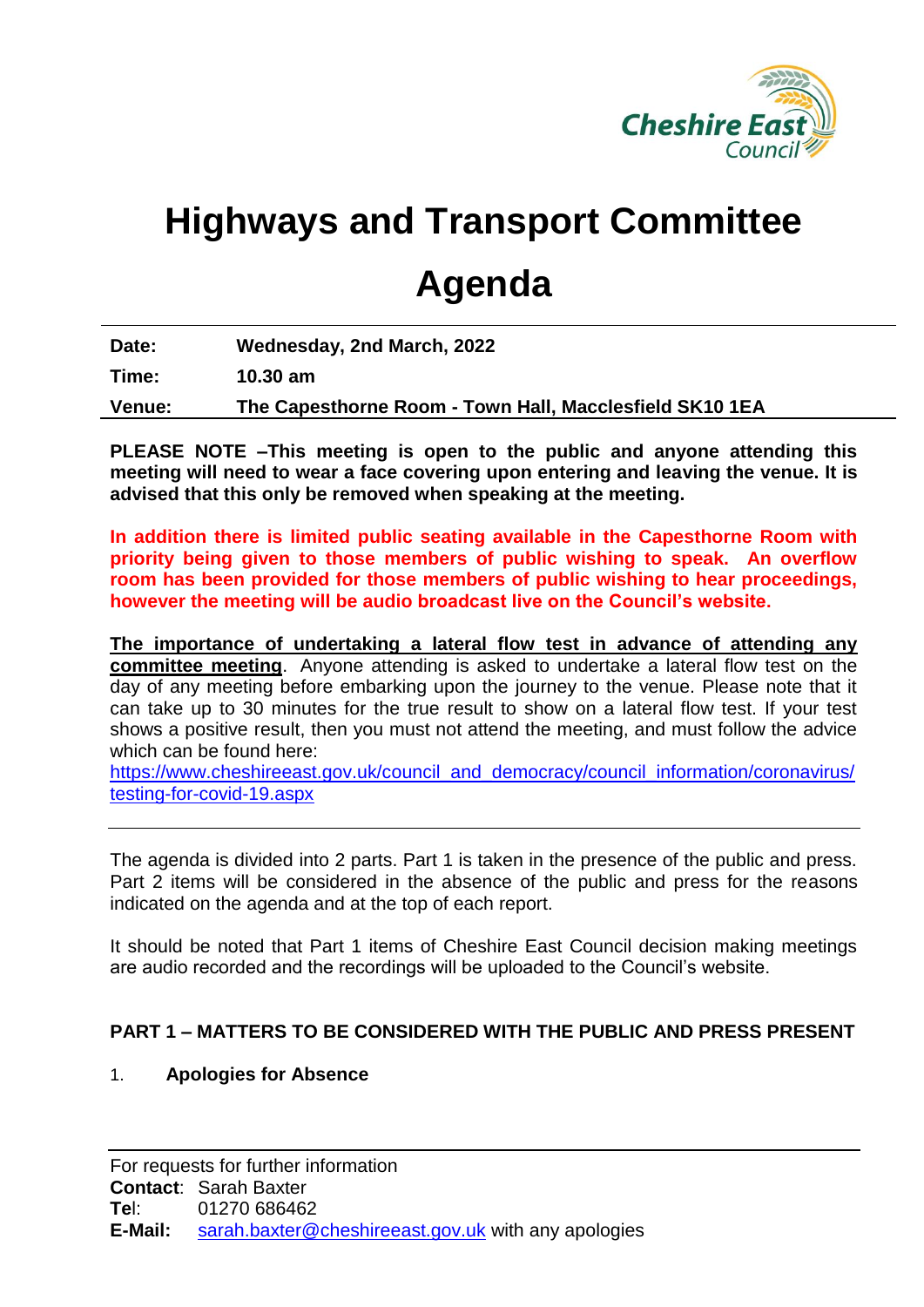Cheshire East Council

# Highways and Transport Committee

# Agenda

| | |
|---|---|
| **Date:** | **Wednesday, 2nd March, 2022** |
| **Time:** | **10.30 am** |
| **Venue:** | **The Capesthorne Room - Town Hall, Macclesfield SK10 1EA** |

**PLEASE NOTE –This meeting is open to the public and anyone attending this meeting will need to wear a face covering upon entering and leaving the venue. It is advised that this only be removed when speaking at the meeting.**

**In addition there is limited public seating available in the Capesthorne Room with priority being given to those members of public wishing to speak. An overflow room has been provided for those members of public wishing to hear proceedings, however the meeting will be audio broadcast live on the Council's website.**

**The importance of undertaking a lateral flow test in advance of attending any committee meeting**. Anyone attending is asked to undertake a lateral flow test on the day of any meeting before embarking upon the journey to the venue. Please note that it can take up to 30 minutes for the true result to show on a lateral flow test. If your test shows a positive result, then you must not attend the meeting, and must follow the advice which can be found here:
https://www.cheshireeast.gov.uk/council_and_democracy/council_information/coronavirus/testing-for-covid-19.aspx

The agenda is divided into 2 parts. Part 1 is taken in the presence of the public and press. Part 2 items will be considered in the absence of the public and press for the reasons indicated on the agenda and at the top of each report.

It should be noted that Part 1 items of Cheshire East Council decision making meetings are audio recorded and the recordings will be uploaded to the Council's website.

**PART 1 – MATTERS TO BE CONSIDERED WITH THE PUBLIC AND PRESS PRESENT**

1. **Apologies for Absence**

For requests for further information
**Contact**: Sarah Baxter
**Tel**: 01270 686462
**E-Mail:** sarah.baxter@cheshireeast.gov.uk with any apologies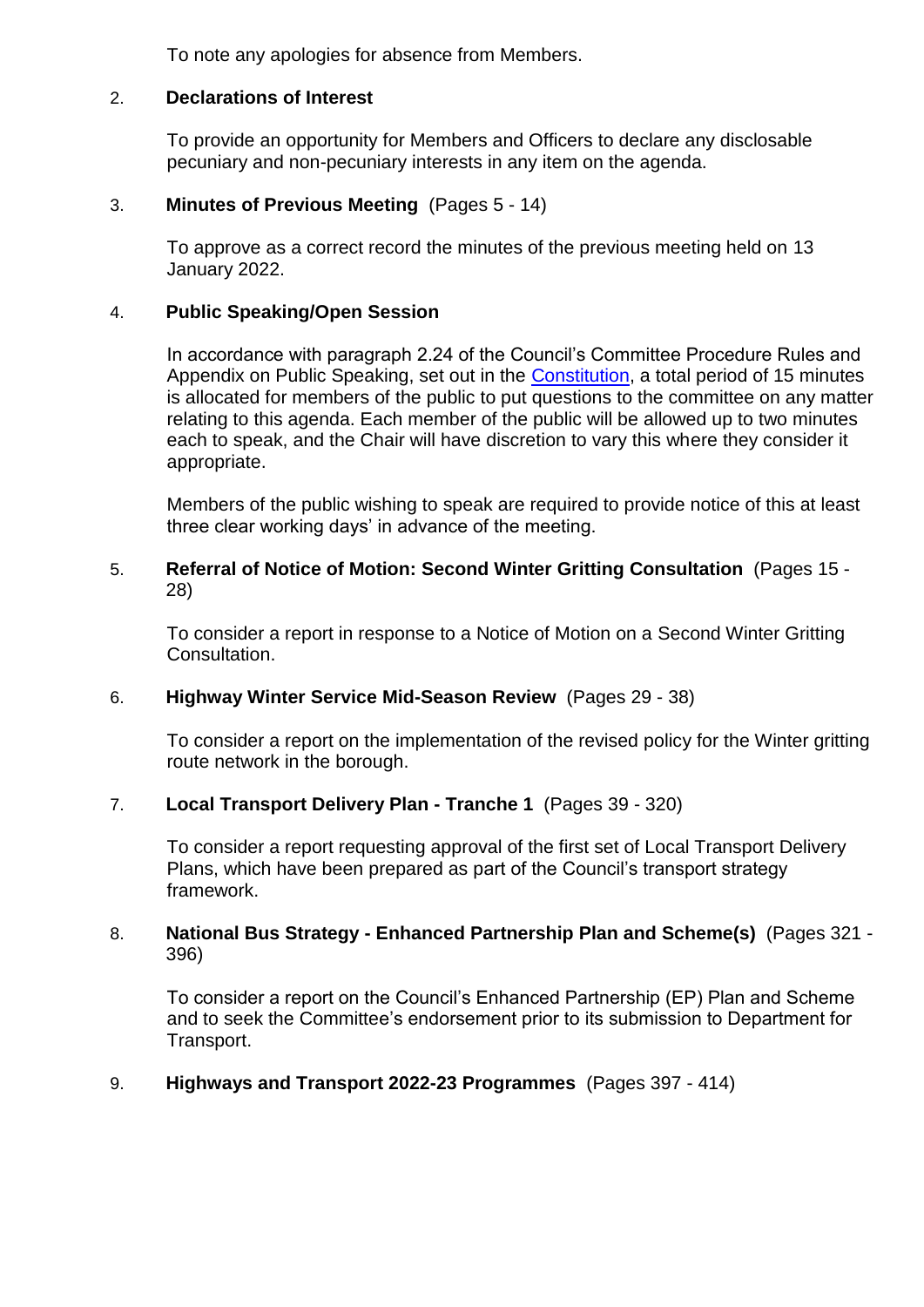To note any apologies for absence from Members.

2. **Declarations of Interest**

   To provide an opportunity for Members and Officers to declare any disclosable pecuniary and non-pecuniary interests in any item on the agenda.

3. **Minutes of Previous Meeting** (Pages 5 - 14)

   To approve as a correct record the minutes of the previous meeting held on 13 January 2022.

4. **Public Speaking/Open Session**

   In accordance with paragraph 2.24 of the Council's Committee Procedure Rules and Appendix on Public Speaking, set out in the Constitution, a total period of 15 minutes is allocated for members of the public to put questions to the committee on any matter relating to this agenda. Each member of the public will be allowed up to two minutes each to speak, and the Chair will have discretion to vary this where they consider it appropriate.

   Members of the public wishing to speak are required to provide notice of this at least three clear working days' in advance of the meeting.

5. **Referral of Notice of Motion: Second Winter Gritting Consultation** (Pages 15 - 28)

   To consider a report in response to a Notice of Motion on a Second Winter Gritting Consultation.

6. **Highway Winter Service Mid-Season Review** (Pages 29 - 38)

   To consider a report on the implementation of the revised policy for the Winter gritting route network in the borough.

7. **Local Transport Delivery Plan - Tranche 1** (Pages 39 - 320)

   To consider a report requesting approval of the first set of Local Transport Delivery Plans, which have been prepared as part of the Council's transport strategy framework.

8. **National Bus Strategy - Enhanced Partnership Plan and Scheme(s)** (Pages 321 - 396)

   To consider a report on the Council's Enhanced Partnership (EP) Plan and Scheme and to seek the Committee's endorsement prior to its submission to Department for Transport.

9. **Highways and Transport 2022-23 Programmes** (Pages 397 - 414)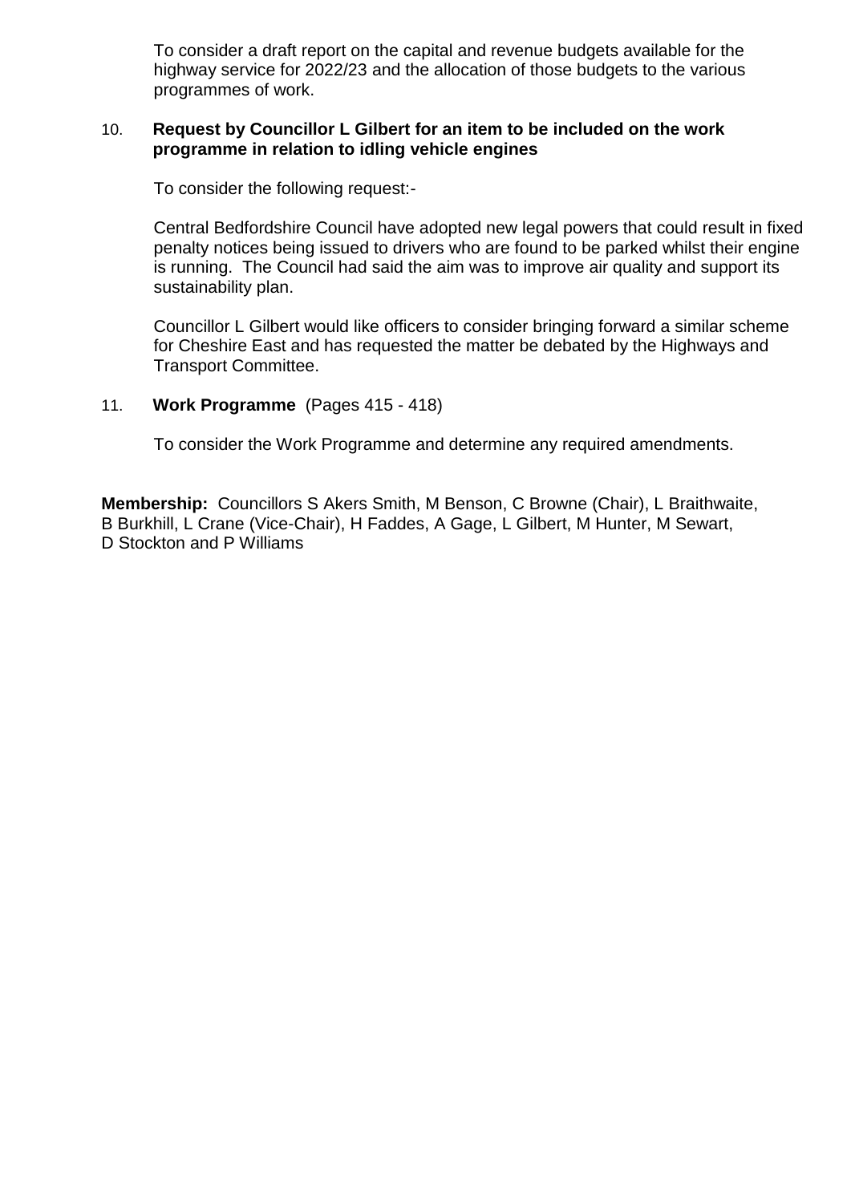To consider a draft report on the capital and revenue budgets available for the highway service for 2022/23 and the allocation of those budgets to the various programmes of work.

10. **Request by Councillor L Gilbert for an item to be included on the work programme in relation to idling vehicle engines**

To consider the following request:-

Central Bedfordshire Council have adopted new legal powers that could result in fixed penalty notices being issued to drivers who are found to be parked whilst their engine is running. The Council had said the aim was to improve air quality and support its sustainability plan.

Councillor L Gilbert would like officers to consider bringing forward a similar scheme for Cheshire East and has requested the matter be debated by the Highways and Transport Committee.

11. **Work Programme** (Pages 415 - 418)

To consider the Work Programme and determine any required amendments.

**Membership:** Councillors S Akers Smith, M Benson, C Browne (Chair), L Braithwaite, B Burkhill, L Crane (Vice-Chair), H Faddes, A Gage, L Gilbert, M Hunter, M Sewart, D Stockton and P Williams